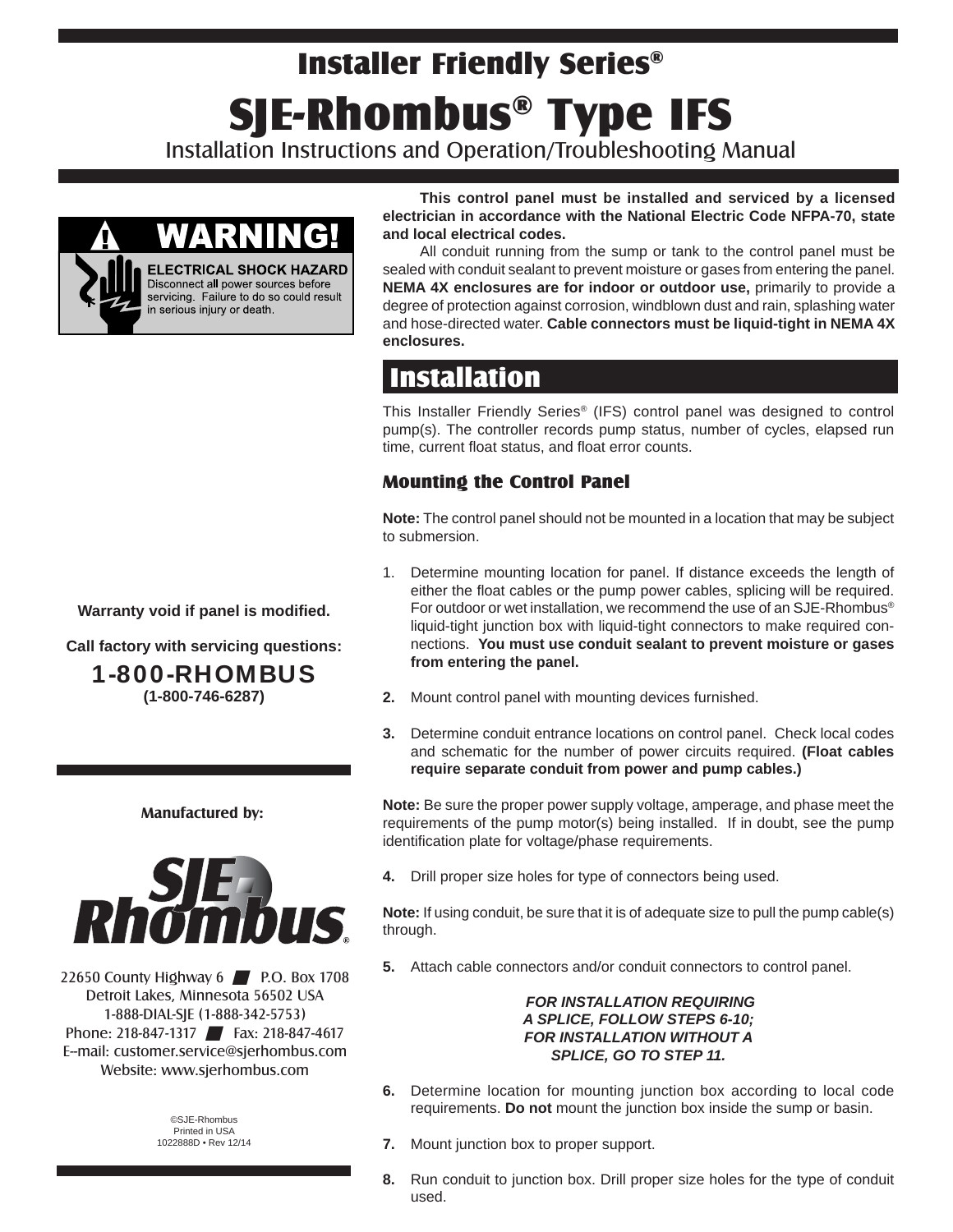# Installer Friendly Series®

# SJE-Rhombus® Type IFS

Installation Instructions and Operation/Troubleshooting Manual

**WARNING!**

**ELECTRICAL SHOCK HAZARD**
Disconnect all power sources before servicing. Failure to do so could result in serious injury or death.

**Warranty void if panel is modified.**

**Call factory with servicing questions:**

**1-800-RHOMBUS**
**(1-800-746-6287)**

**Manufactured by:**

SJE-Rhombus®

22650 County Highway 6 ■ P.O. Box 1708
Detroit Lakes, Minnesota 56502 USA
1-888-DIAL-SJE (1-888-342-5753)
Phone: 218-847-1317 ■ Fax: 218-847-4617
E-mail: customer.service@sjerhombus.com
Website: www.sjerhombus.com

©SJE-Rhombus
Printed in USA
1022888D • Rev 12/14

**This control panel must be installed and serviced by a licensed electrician in accordance with the National Electric Code NFPA-70, state and local electrical codes.**

All conduit running from the sump or tank to the control panel must be sealed with conduit sealant to prevent moisture or gases from entering the panel. **NEMA 4X enclosures are for indoor or outdoor use,** primarily to provide a degree of protection against corrosion, windblown dust and rain, splashing water and hose-directed water. **Cable connectors must be liquid-tight in NEMA 4X enclosures.**

## Installation

This Installer Friendly Series® (IFS) control panel was designed to control pump(s). The controller records pump status, number of cycles, elapsed run time, current float status, and float error counts.

### Mounting the Control Panel

**Note:** The control panel should not be mounted in a location that may be subject to submersion.

1. Determine mounting location for panel. If distance exceeds the length of either the float cables or the pump power cables, splicing will be required. For outdoor or wet installation, we recommend the use of an SJE-Rhombus® liquid-tight junction box with liquid-tight connectors to make required connections. **You must use conduit sealant to prevent moisture or gases from entering the panel.**

2. Mount control panel with mounting devices furnished.

3. Determine conduit entrance locations on control panel. Check local codes and schematic for the number of power circuits required. **(Float cables require separate conduit from power and pump cables.)**

**Note:** Be sure the proper power supply voltage, amperage, and phase meet the requirements of the pump motor(s) being installed. If in doubt, see the pump identification plate for voltage/phase requirements.

4. Drill proper size holes for type of connectors being used.

**Note:** If using conduit, be sure that it is of adequate size to pull the pump cable(s) through.

5. Attach cable connectors and/or conduit connectors to control panel.

***FOR INSTALLATION REQUIRING A SPLICE, FOLLOW STEPS 6-10; FOR INSTALLATION WITHOUT A SPLICE, GO TO STEP 11.***

6. Determine location for mounting junction box according to local code requirements. **Do not** mount the junction box inside the sump or basin.

7. Mount junction box to proper support.

8. Run conduit to junction box. Drill proper size holes for the type of conduit used.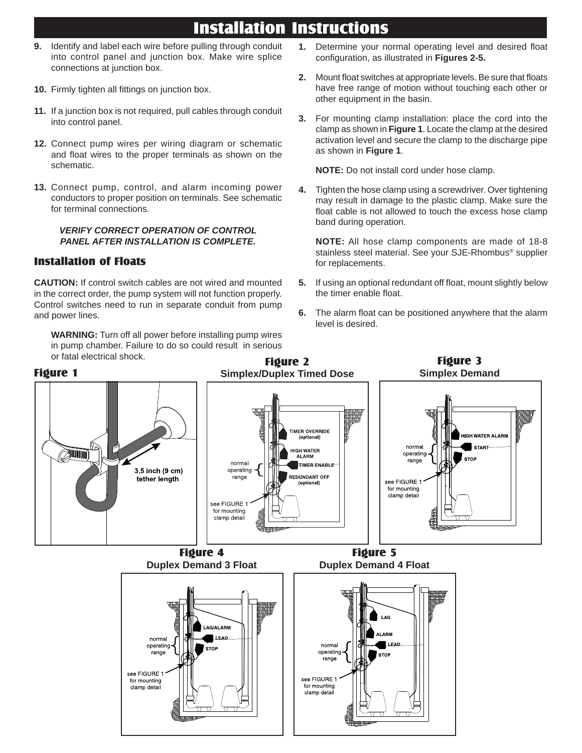# Installation Instructions

9. Identify and label each wire before pulling through conduit into control panel and junction box. Make wire splice connections at junction box.

10. Firmly tighten all fittings on junction box.

11. If a junction box is not required, pull cables through conduit into control panel.

12. Connect pump wires per wiring diagram or schematic and float wires to the proper terminals as shown on the schematic.

13. Connect pump, control, and alarm incoming power conductors to proper position on terminals. See schematic for terminal connections.

***VERIFY CORRECT OPERATION OF CONTROL PANEL AFTER INSTALLATION IS COMPLETE.***

## Installation of Floats

**CAUTION:** If control switch cables are not wired and mounted in the correct order, the pump system will not function properly. Control switches need to run in separate conduit from pump and power lines.

**WARNING:** Turn off all power before installing pump wires in pump chamber. Failure to do so could result in serious or fatal electrical shock.

1. Determine your normal operating level and desired float configuration, as illustrated in **Figures 2-5.**

2. Mount float switches at appropriate levels. Be sure that floats have free range of motion without touching each other or other equipment in the basin.

3. For mounting clamp installation: place the cord into the clamp as shown in **Figure 1**. Locate the clamp at the desired activation level and secure the clamp to the discharge pipe as shown in **Figure 1**.

   **NOTE:** Do not install cord under hose clamp.

4. Tighten the hose clamp using a screwdriver. Over tightening may result in damage to the plastic clamp. Make sure the float cable is not allowed to touch the excess hose clamp band during operation.

   **NOTE:** All hose clamp components are made of 18-8 stainless steel material. See your SJE-Rhombus® supplier for replacements.

5. If using an optional redundant off float, mount slightly below the timer enable float.

6. The alarm float can be positioned anywhere that the alarm level is desired.

**Figure 1**

3.5 inch (9 cm) tether length

**Figure 2**
**Simplex/Duplex Timed Dose**

TIMER OVERRIDE (optional)
HIGH WATER ALARM
TIMER ENABLE
REDUNDANT OFF (optional)
normal operating range
see FIGURE 1 for mounting clamp detail

**Figure 3**
**Simplex Demand**

HIGH WATER ALARM
START
STOP
normal operating range
see FIGURE 1 for mounting clamp detail

**Figure 4**
**Duplex Demand 3 Float**

LAG/ALARM
LEAD
STOP
normal operating range
see FIGURE 1 for mounting clamp detail

**Figure 5**
**Duplex Demand 4 Float**

LAG
ALARM
LEAD
STOP
normal operating range
see FIGURE 1 for mounting clamp detail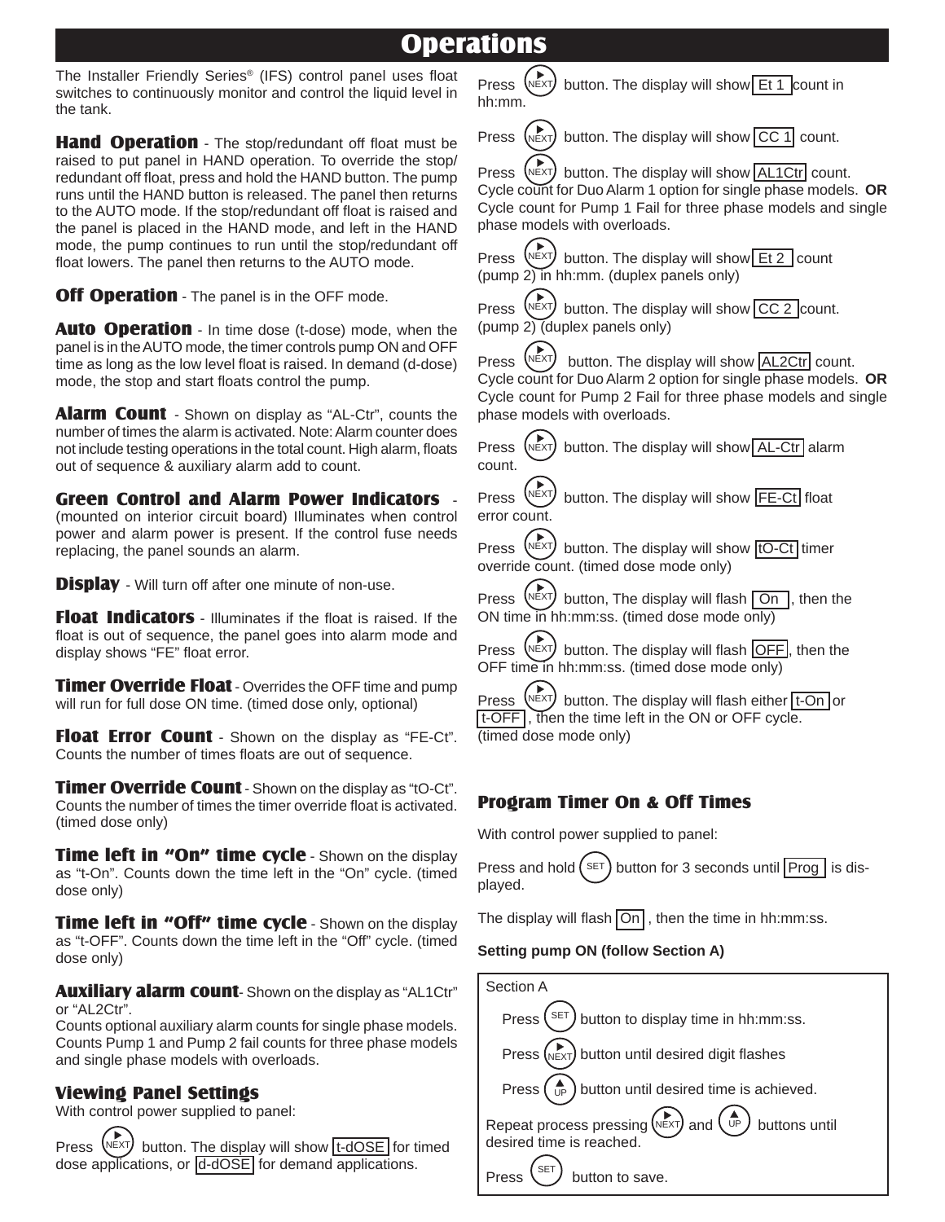# Operations

The Installer Friendly Series® (IFS) control panel uses float switches to continuously monitor and control the liquid level in the tank.

**Hand Operation** - The stop/redundant off float must be raised to put panel in HAND operation. To override the stop/ redundant off float, press and hold the HAND button. The pump runs until the HAND button is released. The panel then returns to the AUTO mode. If the stop/redundant off float is raised and the panel is placed in the HAND mode, and left in the HAND mode, the pump continues to run until the stop/redundant off float lowers. The panel then returns to the AUTO mode.

**Off Operation** - The panel is in the OFF mode.

**Auto Operation** - In time dose (t-dose) mode, when the panel is in the AUTO mode, the timer controls pump ON and OFF time as long as the low level float is raised. In demand (d-dose) mode, the stop and start floats control the pump.

**Alarm Count** - Shown on display as “AL-Ctr”, counts the number of times the alarm is activated. Note: Alarm counter does not include testing operations in the total count. High alarm, floats out of sequence & auxiliary alarm add to count.

**Green Control and Alarm Power Indicators** - (mounted on interior circuit board) Illuminates when control power and alarm power is present. If the control fuse needs replacing, the panel sounds an alarm.

**Display** - Will turn off after one minute of non-use.

**Float Indicators** - Illuminates if the float is raised. If the float is out of sequence, the panel goes into alarm mode and display shows “FE” float error.

**Timer Override Float** - Overrides the OFF time and pump will run for full dose ON time. (timed dose only, optional)

**Float Error Count** - Shown on the display as “FE-Ct”. Counts the number of times floats are out of sequence.

**Timer Override Count** - Shown on the display as “tO-Ct”. Counts the number of times the timer override float is activated. (timed dose only)

**Time left in “On” time cycle** - Shown on the display as “t-On”. Counts down the time left in the “On” cycle. (timed dose only)

**Time left in “Off” time cycle** - Shown on the display as “t-OFF”. Counts down the time left in the “Off” cycle. (timed dose only)

**Auxiliary alarm count**- Shown on the display as “AL1Ctr” or “AL2Ctr”.
Counts optional auxiliary alarm counts for single phase models. Counts Pump 1 and Pump 2 fail counts for three phase models and single phase models with overloads.

## Viewing Panel Settings

With control power supplied to panel:

Press NEXT button. The display will show t-dOSE for timed dose applications, or d-dOSE for demand applications.

Press NEXT button. The display will show Et 1 count in hh:mm.

Press NEXT button. The display will show CC 1 count.

Press NEXT button. The display will show AL1Ctr count. Cycle count for Duo Alarm 1 option for single phase models. **OR** Cycle count for Pump 1 Fail for three phase models and single phase models with overloads.

Press NEXT button. The display will show Et 2 count (pump 2) in hh:mm. (duplex panels only)

Press NEXT button. The display will show CC 2 count. (pump 2) (duplex panels only)

Press NEXT button. The display will show AL2Ctr count. Cycle count for Duo Alarm 2 option for single phase models. **OR** Cycle count for Pump 2 Fail for three phase models and single phase models with overloads.

Press NEXT button. The display will show AL-Ctr alarm count.

Press NEXT button. The display will show FE-Ct float error count.

Press NEXT button. The display will show tO-Ct timer override count. (timed dose mode only)

Press NEXT button, The display will flash On, then the ON time in hh:mm:ss. (timed dose mode only)

Press NEXT button. The display will flash OFF, then the OFF time in hh:mm:ss. (timed dose mode only)

Press NEXT button. The display will flash either t-On or t-OFF, then the time left in the ON or OFF cycle. (timed dose mode only)

## Program Timer On & Off Times

With control power supplied to panel:

Press and hold SET button for 3 seconds until Prog is displayed.

The display will flash On, then the time in hh:mm:ss.

**Setting pump ON (follow Section A)**

Section A

Press SET button to display time in hh:mm:ss.

Press NEXT button until desired digit flashes

Press UP button until desired time is achieved.

Repeat process pressing NEXT and UP buttons until desired time is reached.

Press SET button to save.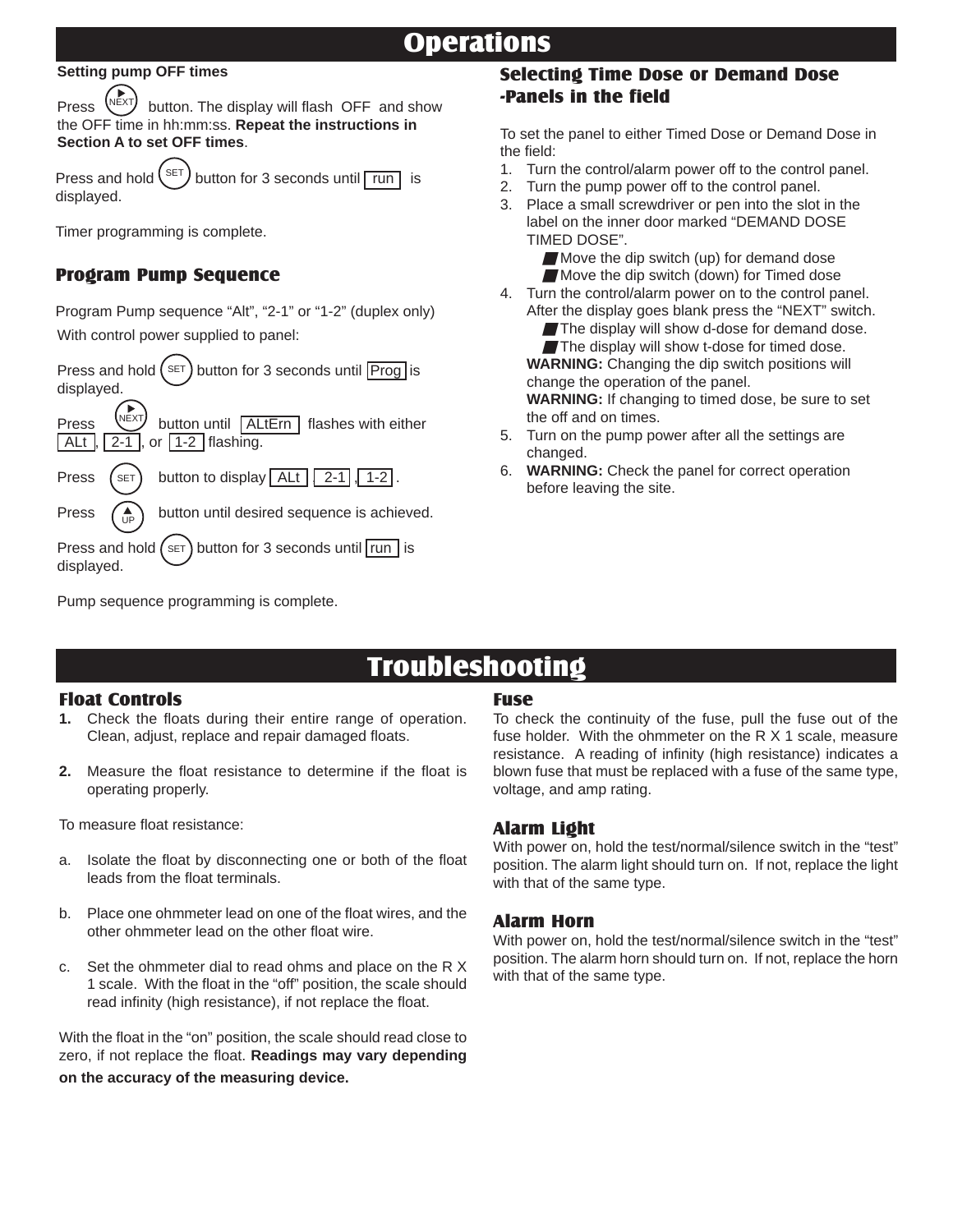# Operations

**Setting pump OFF times**

Press (NEXT) button. The display will flash OFF and show the OFF time in hh:mm:ss. **Repeat the instructions in Section A to set OFF times**.

Press and hold (SET) button for 3 seconds until run is displayed.

Timer programming is complete.

## Program Pump Sequence

Program Pump sequence "Alt", "2-1" or "1-2" (duplex only)

With control power supplied to panel:

Press and hold (SET) button for 3 seconds until Prog is displayed.

Press (NEXT) button until ALtErn flashes with either ALt, 2-1, or 1-2 flashing.

Press (SET) button to display ALt, 2-1, 1-2.

Press (UP) button until desired sequence is achieved.

Press and hold (SET) button for 3 seconds until run is displayed.

Pump sequence programming is complete.

## Selecting Time Dose or Demand Dose -Panels in the field

To set the panel to either Timed Dose or Demand Dose in the field:

1. Turn the control/alarm power off to the control panel.
2. Turn the pump power off to the control panel.
3. Place a small screwdriver or pen into the slot in the label on the inner door marked "DEMAND DOSE TIMED DOSE".
   - Move the dip switch (up) for demand dose
   - Move the dip switch (down) for Timed dose
4. Turn the control/alarm power on to the control panel. After the display goes blank press the "NEXT" switch.
   - The display will show d-dose for demand dose.
   - The display will show t-dose for timed dose.

   **WARNING:** Changing the dip switch positions will change the operation of the panel.

   **WARNING:** If changing to timed dose, be sure to set the off and on times.
5. Turn on the pump power after all the settings are changed.
6. **WARNING:** Check the panel for correct operation before leaving the site.

# Troubleshooting

## Float Controls

1. Check the floats during their entire range of operation. Clean, adjust, replace and repair damaged floats.
2. Measure the float resistance to determine if the float is operating properly.

To measure float resistance:

a. Isolate the float by disconnecting one or both of the float leads from the float terminals.

b. Place one ohmmeter lead on one of the float wires, and the other ohmmeter lead on the other float wire.

c. Set the ohmmeter dial to read ohms and place on the R X 1 scale. With the float in the "off" position, the scale should read infinity (high resistance), if not replace the float.

With the float in the "on" position, the scale should read close to zero, if not replace the float. **Readings may vary depending on the accuracy of the measuring device.**

## Fuse

To check the continuity of the fuse, pull the fuse out of the fuse holder. With the ohmmeter on the R X 1 scale, measure resistance. A reading of infinity (high resistance) indicates a blown fuse that must be replaced with a fuse of the same type, voltage, and amp rating.

## Alarm Light

With power on, hold the test/normal/silence switch in the "test" position. The alarm light should turn on. If not, replace the light with that of the same type.

## Alarm Horn

With power on, hold the test/normal/silence switch in the "test" position. The alarm horn should turn on. If not, replace the horn with that of the same type.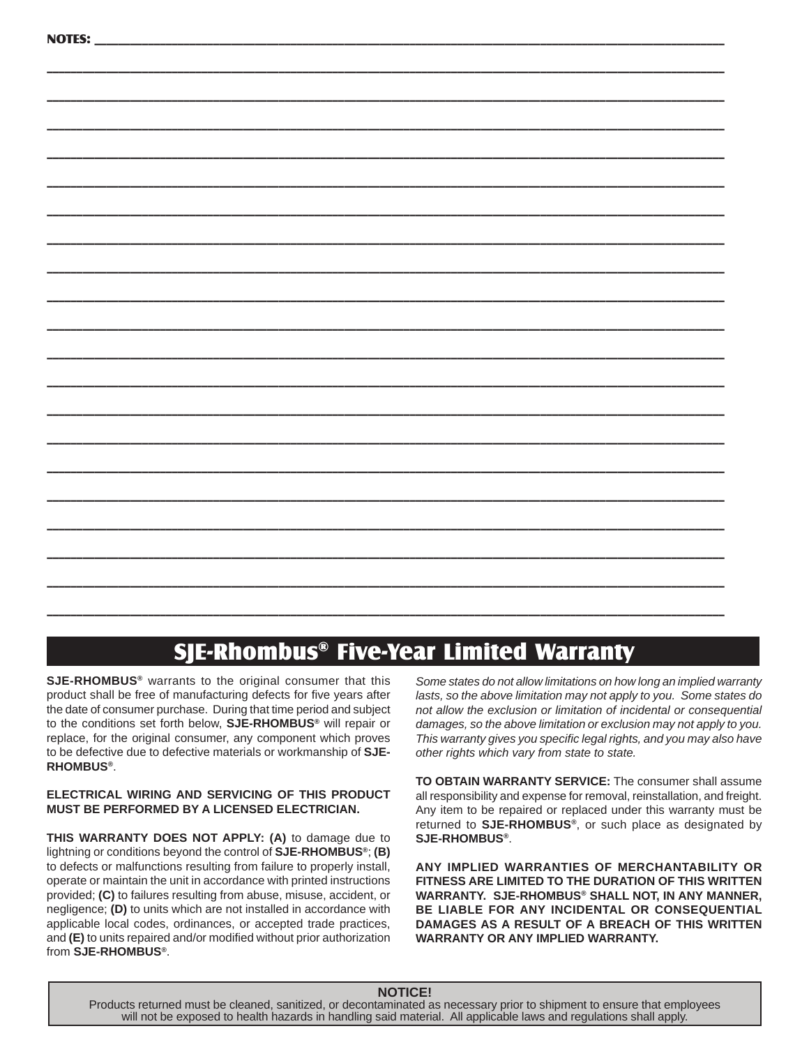NOTES:

## SJE-Rhombus® Five-Year Limited Warranty

**SJE-RHOMBUS®** warrants to the original consumer that this product shall be free of manufacturing defects for five years after the date of consumer purchase. During that time period and subject to the conditions set forth below, **SJE-RHOMBUS®** will repair or replace, for the original consumer, any component which proves to be defective due to defective materials or workmanship of **SJE-RHOMBUS®**.

**ELECTRICAL WIRING AND SERVICING OF THIS PRODUCT MUST BE PERFORMED BY A LICENSED ELECTRICIAN.**

**THIS WARRANTY DOES NOT APPLY: (A)** to damage due to lightning or conditions beyond the control of **SJE-RHOMBUS®**; **(B)** to defects or malfunctions resulting from failure to properly install, operate or maintain the unit in accordance with printed instructions provided; **(C)** to failures resulting from abuse, misuse, accident, or negligence; **(D)** to units which are not installed in accordance with applicable local codes, ordinances, or accepted trade practices, and **(E)** to units repaired and/or modified without prior authorization from **SJE-RHOMBUS®**.

*Some states do not allow limitations on how long an implied warranty lasts, so the above limitation may not apply to you. Some states do not allow the exclusion or limitation of incidental or consequential damages, so the above limitation or exclusion may not apply to you. This warranty gives you specific legal rights, and you may also have other rights which vary from state to state.*

**TO OBTAIN WARRANTY SERVICE:** The consumer shall assume all responsibility and expense for removal, reinstallation, and freight. Any item to be repaired or replaced under this warranty must be returned to **SJE-RHOMBUS®**, or such place as designated by **SJE-RHOMBUS®**.

**ANY IMPLIED WARRANTIES OF MERCHANTABILITY OR FITNESS ARE LIMITED TO THE DURATION OF THIS WRITTEN WARRANTY. SJE-RHOMBUS® SHALL NOT, IN ANY MANNER, BE LIABLE FOR ANY INCIDENTAL OR CONSEQUENTIAL DAMAGES AS A RESULT OF A BREACH OF THIS WRITTEN WARRANTY OR ANY IMPLIED WARRANTY.**

**NOTICE!**

Products returned must be cleaned, sanitized, or decontaminated as necessary prior to shipment to ensure that employees will not be exposed to health hazards in handling said material. All applicable laws and regulations shall apply.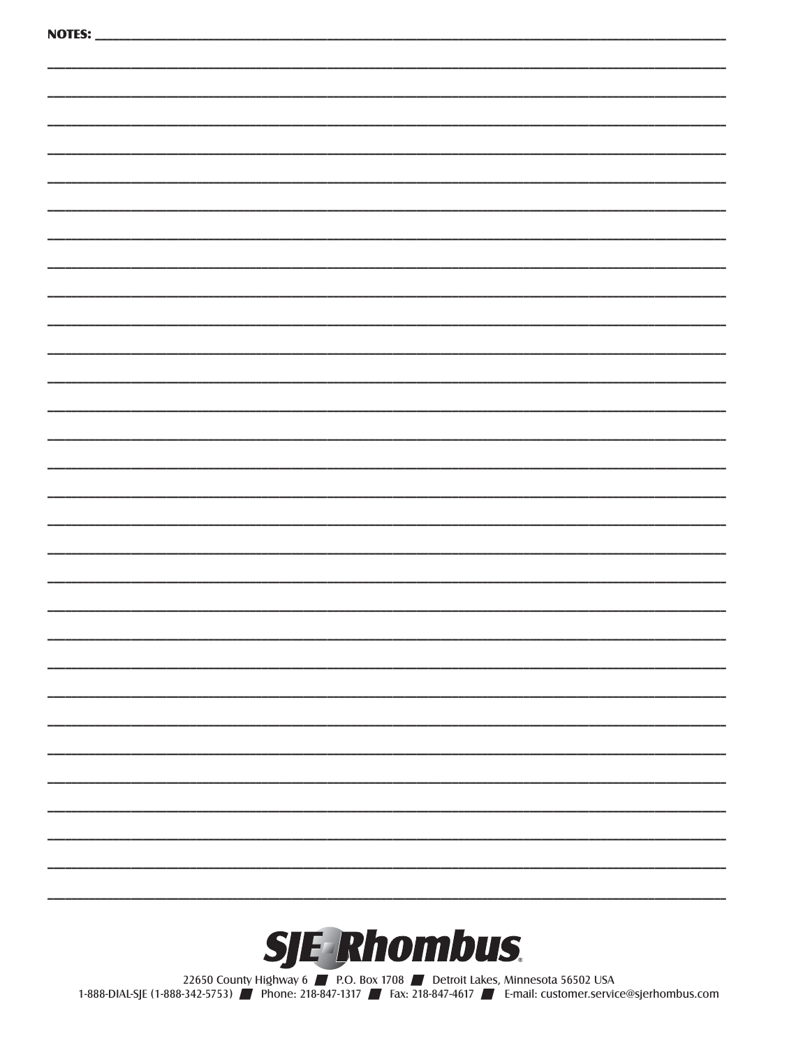**NOTES:**

SJE-Rhombus®

22650 County Highway 6 ■ P.O. Box 1708 ■ Detroit Lakes, Minnesota 56502 USA
1-888-DIAL-SJE (1-888-342-5753) ■ Phone: 218-847-1317 ■ Fax: 218-847-4617 ■ E-mail: customer.service@sjerhombus.com